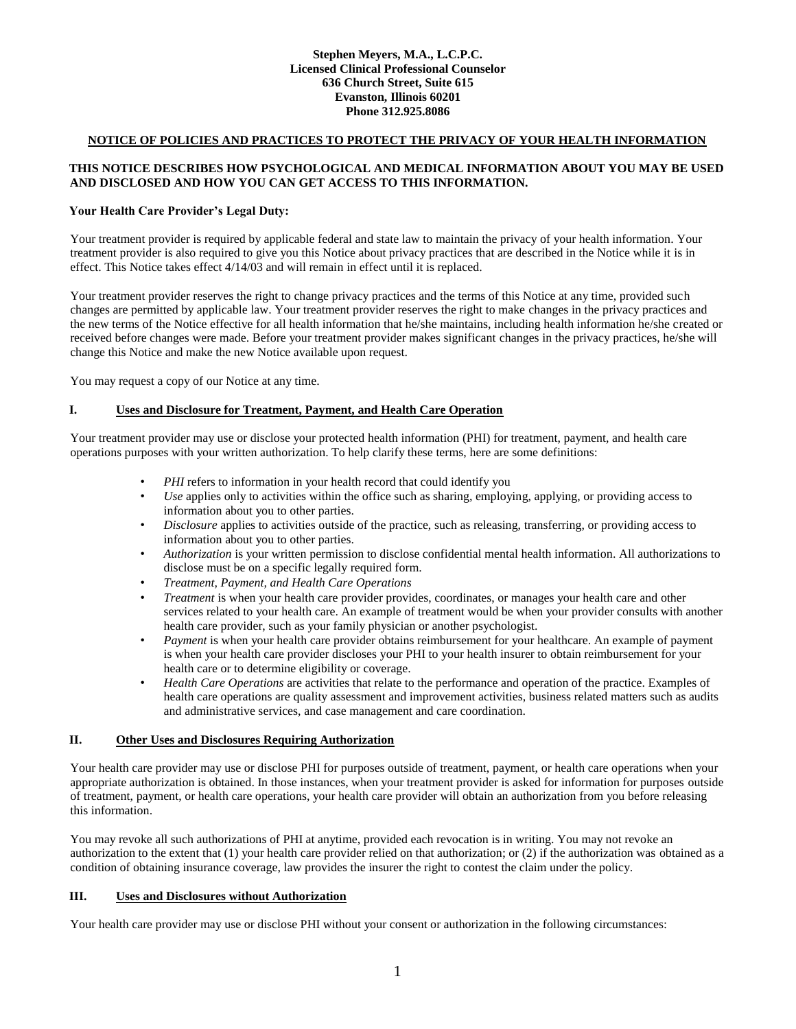**Stephen Meyers, M.A., L.C.P.C.**
**Licensed Clinical Professional Counselor**
**636 Church Street, Suite 615**
**Evanston, Illinois 60201**
**Phone 312.925.8086**

## NOTICE OF POLICIES AND PRACTICES TO PROTECT THE PRIVACY OF YOUR HEALTH INFORMATION

**THIS NOTICE DESCRIBES HOW PSYCHOLOGICAL AND MEDICAL INFORMATION ABOUT YOU MAY BE USED AND DISCLOSED AND HOW YOU CAN GET ACCESS TO THIS INFORMATION.**

**Your Health Care Provider's Legal Duty:**

Your treatment provider is required by applicable federal and state law to maintain the privacy of your health information. Your treatment provider is also required to give you this Notice about privacy practices that are described in the Notice while it is in effect. This Notice takes effect 4/14/03 and will remain in effect until it is replaced.

Your treatment provider reserves the right to change privacy practices and the terms of this Notice at any time, provided such changes are permitted by applicable law. Your treatment provider reserves the right to make changes in the privacy practices and the new terms of the Notice effective for all health information that he/she maintains, including health information he/she created or received before changes were made. Before your treatment provider makes significant changes in the privacy practices, he/she will change this Notice and make the new Notice available upon request.

You may request a copy of our Notice at any time.

### I. Uses and Disclosure for Treatment, Payment, and Health Care Operation

Your treatment provider may use or disclose your protected health information (PHI) for treatment, payment, and health care operations purposes with your written authorization. To help clarify these terms, here are some definitions:

- *PHI* refers to information in your health record that could identify you
- *Use* applies only to activities within the office such as sharing, employing, applying, or providing access to information about you to other parties.
- *Disclosure* applies to activities outside of the practice, such as releasing, transferring, or providing access to information about you to other parties.
- *Authorization* is your written permission to disclose confidential mental health information. All authorizations to disclose must be on a specific legally required form.
- *Treatment, Payment, and Health Care Operations*
- *Treatment* is when your health care provider provides, coordinates, or manages your health care and other services related to your health care. An example of treatment would be when your provider consults with another health care provider, such as your family physician or another psychologist.
- *Payment* is when your health care provider obtains reimbursement for your healthcare. An example of payment is when your health care provider discloses your PHI to your health insurer to obtain reimbursement for your health care or to determine eligibility or coverage.
- *Health Care Operations* are activities that relate to the performance and operation of the practice. Examples of health care operations are quality assessment and improvement activities, business related matters such as audits and administrative services, and case management and care coordination.

### II. Other Uses and Disclosures Requiring Authorization

Your health care provider may use or disclose PHI for purposes outside of treatment, payment, or health care operations when your appropriate authorization is obtained. In those instances, when your treatment provider is asked for information for purposes outside of treatment, payment, or health care operations, your health care provider will obtain an authorization from you before releasing this information.

You may revoke all such authorizations of PHI at anytime, provided each revocation is in writing. You may not revoke an authorization to the extent that (1) your health care provider relied on that authorization; or (2) if the authorization was obtained as a condition of obtaining insurance coverage, law provides the insurer the right to contest the claim under the policy.

### III. Uses and Disclosures without Authorization

Your health care provider may use or disclose PHI without your consent or authorization in the following circumstances: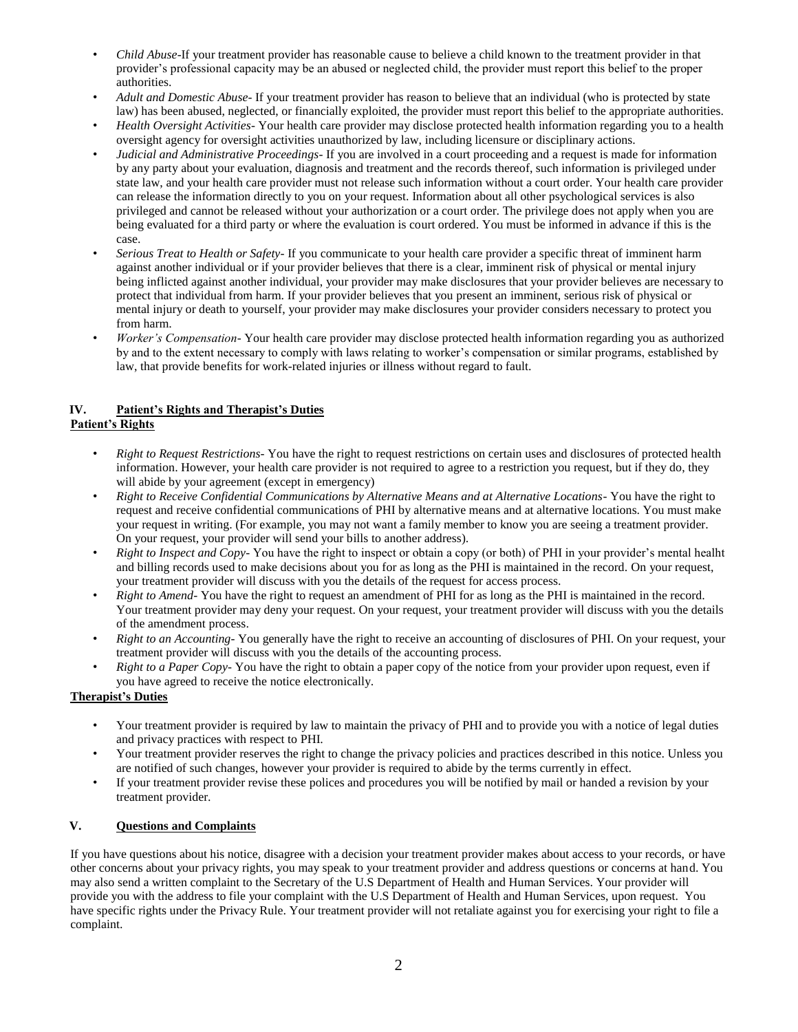- *Child Abuse*-If your treatment provider has reasonable cause to believe a child known to the treatment provider in that provider's professional capacity may be an abused or neglected child, the provider must report this belief to the proper authorities.
- *Adult and Domestic Abuse*- If your treatment provider has reason to believe that an individual (who is protected by state law) has been abused, neglected, or financially exploited, the provider must report this belief to the appropriate authorities.
- *Health Oversight Activities*- Your health care provider may disclose protected health information regarding you to a health oversight agency for oversight activities unauthorized by law, including licensure or disciplinary actions.
- *Judicial and Administrative Proceedings*- If you are involved in a court proceeding and a request is made for information by any party about your evaluation, diagnosis and treatment and the records thereof, such information is privileged under state law, and your health care provider must not release such information without a court order. Your health care provider can release the information directly to you on your request. Information about all other psychological services is also privileged and cannot be released without your authorization or a court order. The privilege does not apply when you are being evaluated for a third party or where the evaluation is court ordered. You must be informed in advance if this is the case.
- *Serious Treat to Health or Safety*- If you communicate to your health care provider a specific threat of imminent harm against another individual or if your provider believes that there is a clear, imminent risk of physical or mental injury being inflicted against another individual, your provider may make disclosures that your provider believes are necessary to protect that individual from harm. If your provider believes that you present an imminent, serious risk of physical or mental injury or death to yourself, your provider may make disclosures your provider considers necessary to protect you from harm.
- *Worker's Compensation*- Your health care provider may disclose protected health information regarding you as authorized by and to the extent necessary to comply with laws relating to worker's compensation or similar programs, established by law, that provide benefits for work-related injuries or illness without regard to fault.

## IV. Patient's Rights and Therapist's Duties

### Patient's Rights

- *Right to Request Restrictions*- You have the right to request restrictions on certain uses and disclosures of protected health information. However, your health care provider is not required to agree to a restriction you request, but if they do, they will abide by your agreement (except in emergency)
- *Right to Receive Confidential Communications by Alternative Means and at Alternative Locations*- You have the right to request and receive confidential communications of PHI by alternative means and at alternative locations. You must make your request in writing. (For example, you may not want a family member to know you are seeing a treatment provider. On your request, your provider will send your bills to another address).
- *Right to Inspect and Copy*- You have the right to inspect or obtain a copy (or both) of PHI in your provider's mental healht and billing records used to make decisions about you for as long as the PHI is maintained in the record. On your request, your treatment provider will discuss with you the details of the request for access process.
- *Right to Amend*- You have the right to request an amendment of PHI for as long as the PHI is maintained in the record. Your treatment provider may deny your request. On your request, your treatment provider will discuss with you the details of the amendment process.
- *Right to an Accounting*- You generally have the right to receive an accounting of disclosures of PHI. On your request, your treatment provider will discuss with you the details of the accounting process.
- *Right to a Paper Copy*- You have the right to obtain a paper copy of the notice from your provider upon request, even if you have agreed to receive the notice electronically.

### Therapist's Duties

- Your treatment provider is required by law to maintain the privacy of PHI and to provide you with a notice of legal duties and privacy practices with respect to PHI.
- Your treatment provider reserves the right to change the privacy policies and practices described in this notice. Unless you are notified of such changes, however your provider is required to abide by the terms currently in effect.
- If your treatment provider revise these polices and procedures you will be notified by mail or handed a revision by your treatment provider.

## V. Questions and Complaints

If you have questions about his notice, disagree with a decision your treatment provider makes about access to your records, or have other concerns about your privacy rights, you may speak to your treatment provider and address questions or concerns at hand. You may also send a written complaint to the Secretary of the U.S Department of Health and Human Services. Your provider will provide you with the address to file your complaint with the U.S Department of Health and Human Services, upon request. You have specific rights under the Privacy Rule. Your treatment provider will not retaliate against you for exercising your right to file a complaint.